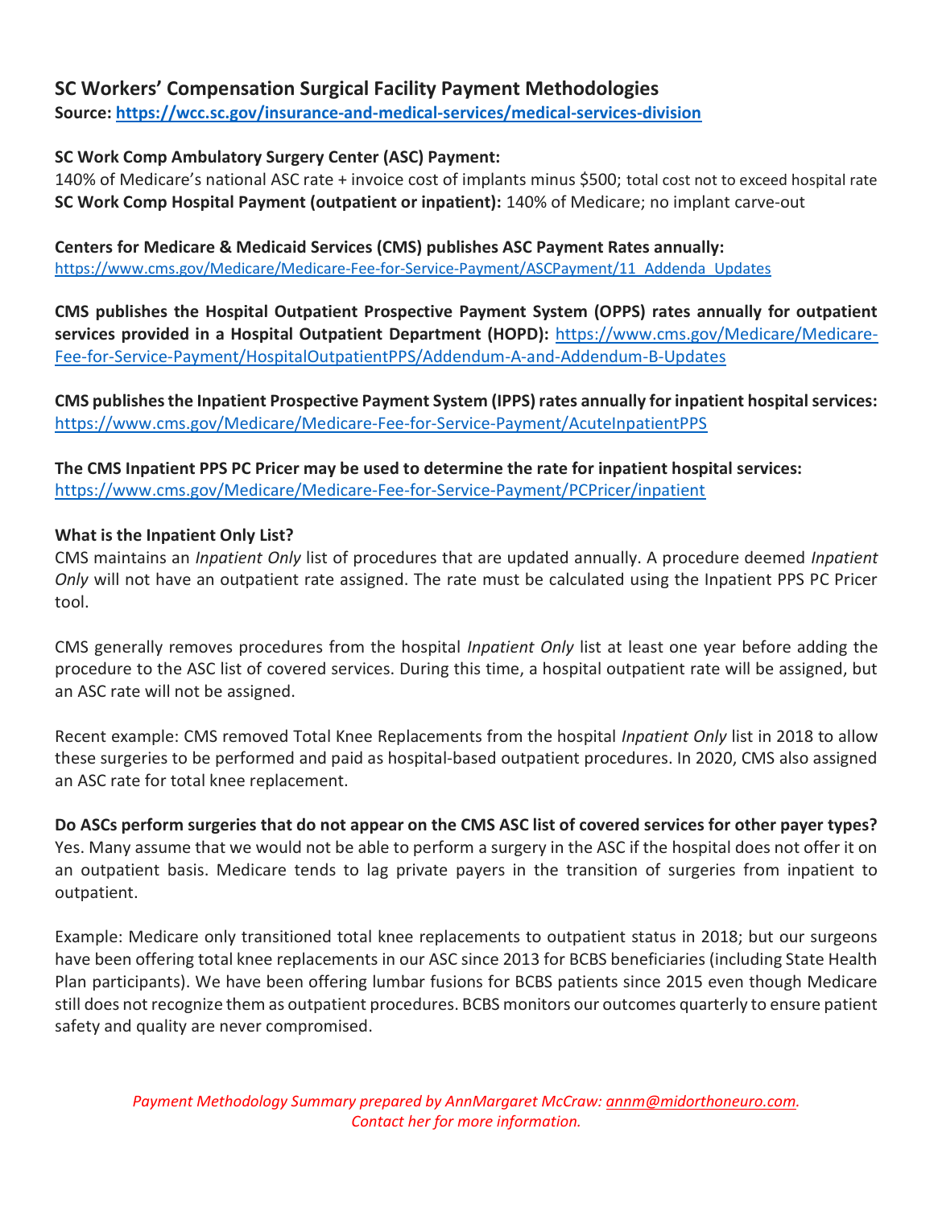## SC Workers' Compensation Surgical Facility Payment Methodologies

**Source: [https://wcc.sc.gov/insurance-and-medical-services/medical-services-division](https://wcc.sc.gov/insurance-and-medical-services/medical-services-division)**

**SC Work Comp Ambulatory Surgery Center (ASC) Payment:**
140% of Medicare's national ASC rate + invoice cost of implants minus $500; total cost not to exceed hospital rate
**SC Work Comp Hospital Payment (outpatient or inpatient):** 140% of Medicare; no implant carve-out

**Centers for Medicare & Medicaid Services (CMS) publishes ASC Payment Rates annually:**
[https://www.cms.gov/Medicare/Medicare-Fee-for-Service-Payment/ASCPayment/11_Addenda_Updates](https://www.cms.gov/Medicare/Medicare-Fee-for-Service-Payment/ASCPayment/11_Addenda_Updates)

**CMS publishes the Hospital Outpatient Prospective Payment System (OPPS) rates annually for outpatient services provided in a Hospital Outpatient Department (HOPD):** [https://www.cms.gov/Medicare/Medicare-Fee-for-Service-Payment/HospitalOutpatientPPS/Addendum-A-and-Addendum-B-Updates](https://www.cms.gov/Medicare/Medicare-Fee-for-Service-Payment/HospitalOutpatientPPS/Addendum-A-and-Addendum-B-Updates)

**CMS publishes the Inpatient Prospective Payment System (IPPS) rates annually for inpatient hospital services:**
[https://www.cms.gov/Medicare/Medicare-Fee-for-Service-Payment/AcuteInpatientPPS](https://www.cms.gov/Medicare/Medicare-Fee-for-Service-Payment/AcuteInpatientPPS)

**The CMS Inpatient PPS PC Pricer may be used to determine the rate for inpatient hospital services:**
[https://www.cms.gov/Medicare/Medicare-Fee-for-Service-Payment/PCPricer/inpatient](https://www.cms.gov/Medicare/Medicare-Fee-for-Service-Payment/PCPricer/inpatient)

**What is the Inpatient Only List?**
CMS maintains an *Inpatient Only* list of procedures that are updated annually. A procedure deemed *Inpatient Only* will not have an outpatient rate assigned. The rate must be calculated using the Inpatient PPS PC Pricer tool.

CMS generally removes procedures from the hospital *Inpatient Only* list at least one year before adding the procedure to the ASC list of covered services. During this time, a hospital outpatient rate will be assigned, but an ASC rate will not be assigned.

Recent example: CMS removed Total Knee Replacements from the hospital *Inpatient Only* list in 2018 to allow these surgeries to be performed and paid as hospital-based outpatient procedures. In 2020, CMS also assigned an ASC rate for total knee replacement.

**Do ASCs perform surgeries that do not appear on the CMS ASC list of covered services for other payer types?**
Yes. Many assume that we would not be able to perform a surgery in the ASC if the hospital does not offer it on an outpatient basis. Medicare tends to lag private payers in the transition of surgeries from inpatient to outpatient.

Example: Medicare only transitioned total knee replacements to outpatient status in 2018; but our surgeons have been offering total knee replacements in our ASC since 2013 for BCBS beneficiaries (including State Health Plan participants). We have been offering lumbar fusions for BCBS patients since 2015 even though Medicare still does not recognize them as outpatient procedures. BCBS monitors our outcomes quarterly to ensure patient safety and quality are never compromised.

*Payment Methodology Summary prepared by AnnMargaret McCraw: [annm@midorthoneuro.com](mailto:annm@midorthoneuro.com). Contact her for more information.*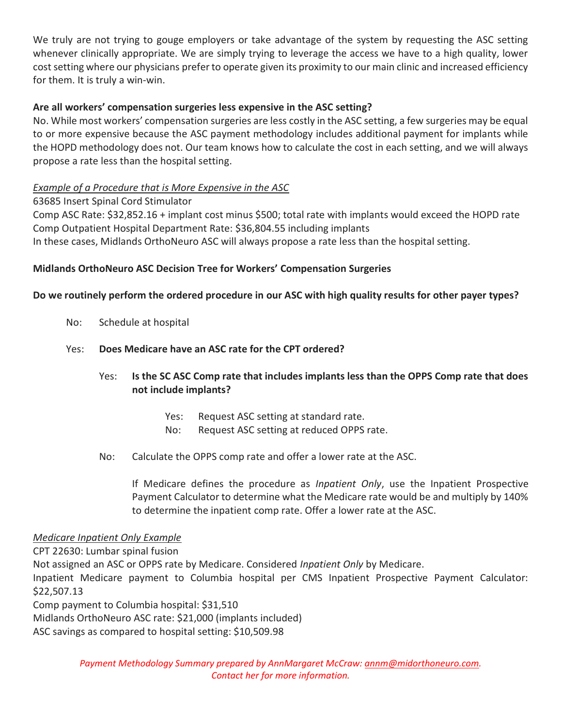We truly are not trying to gouge employers or take advantage of the system by requesting the ASC setting whenever clinically appropriate. We are simply trying to leverage the access we have to a high quality, lower cost setting where our physicians prefer to operate given its proximity to our main clinic and increased efficiency for them. It is truly a win-win.

**Are all workers' compensation surgeries less expensive in the ASC setting?**

No. While most workers' compensation surgeries are less costly in the ASC setting, a few surgeries may be equal to or more expensive because the ASC payment methodology includes additional payment for implants while the HOPD methodology does not. Our team knows how to calculate the cost in each setting, and we will always propose a rate less than the hospital setting.

*Example of a Procedure that is More Expensive in the ASC*

63685 Insert Spinal Cord Stimulator
Comp ASC Rate: $32,852.16 + implant cost minus $500; total rate with implants would exceed the HOPD rate
Comp Outpatient Hospital Department Rate: $36,804.55 including implants
In these cases, Midlands OrthoNeuro ASC will always propose a rate less than the hospital setting.

**Midlands OrthoNeuro ASC Decision Tree for Workers' Compensation Surgeries**

**Do we routinely perform the ordered procedure in our ASC with high quality results for other payer types?**

- No: Schedule at hospital
- Yes: **Does Medicare have an ASC rate for the CPT ordered?**
  - Yes: **Is the SC ASC Comp rate that includes implants less than the OPPS Comp rate that does not include implants?**
    - Yes: Request ASC setting at standard rate.
    - No: Request ASC setting at reduced OPPS rate.
  - No: Calculate the OPPS comp rate and offer a lower rate at the ASC.

    If Medicare defines the procedure as *Inpatient Only*, use the Inpatient Prospective Payment Calculator to determine what the Medicare rate would be and multiply by 140% to determine the inpatient comp rate. Offer a lower rate at the ASC.

*Medicare Inpatient Only Example*

CPT 22630: Lumbar spinal fusion
Not assigned an ASC or OPPS rate by Medicare. Considered *Inpatient Only* by Medicare.
Inpatient Medicare payment to Columbia hospital per CMS Inpatient Prospective Payment Calculator: $22,507.13
Comp payment to Columbia hospital: $31,510
Midlands OrthoNeuro ASC rate: $21,000 (implants included)
ASC savings as compared to hospital setting: $10,509.98

*Payment Methodology Summary prepared by AnnMargaret McCraw: annm@midorthoneuro.com. Contact her for more information.*